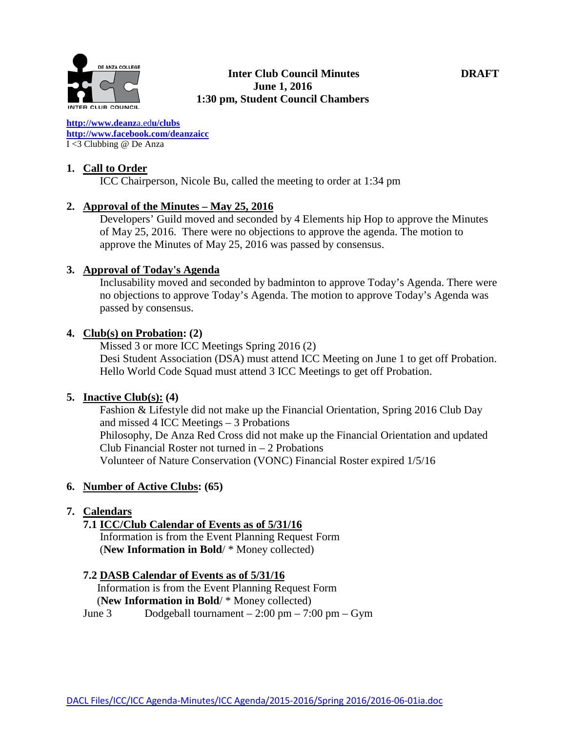# Inter Club Council Minutes

**June 1, 2016**

**1:30 pm, Student Council Chambers**

**DRAFT**

http://www.deanza.edu/clubs
http://www.facebook.com/deanzaicc
I <3 Clubbing @ De Anza

1. **Call to Order**

   ICC Chairperson, Nicole Bu, called the meeting to order at 1:34 pm

2. **Approval of the Minutes – May 25, 2016**

   Developers' Guild moved and seconded by 4 Elements hip Hop to approve the Minutes of May 25, 2016. There were no objections to approve the agenda. The motion to approve the Minutes of May 25, 2016 was passed by consensus.

3. **Approval of Today's Agenda**

   Inclusability moved and seconded by badminton to approve Today's Agenda. There were no objections to approve Today's Agenda. The motion to approve Today's Agenda was passed by consensus.

4. **Club(s) on Probation: (2)**

   Missed 3 or more ICC Meetings Spring 2016 (2)
   Desi Student Association (DSA) must attend ICC Meeting on June 1 to get off Probation.
   Hello World Code Squad must attend 3 ICC Meetings to get off Probation.

5. **Inactive Club(s): (4)**

   Fashion & Lifestyle did not make up the Financial Orientation, Spring 2016 Club Day and missed 4 ICC Meetings – 3 Probations
   Philosophy, De Anza Red Cross did not make up the Financial Orientation and updated Club Financial Roster not turned in – 2 Probations
   Volunteer of Nature Conservation (VONC) Financial Roster expired 1/5/16

6. **Number of Active Clubs: (65)**

7. **Calendars**

   **7.1 ICC/Club Calendar of Events as of 5/31/16**

   Information is from the Event Planning Request Form
   (**New Information in Bold**/ * Money collected)

   **7.2 DASB Calendar of Events as of 5/31/16**

   Information is from the Event Planning Request Form
   (**New Information in Bold**/ * Money collected)

   June 3 Dodgeball tournament – 2:00 pm – 7:00 pm – Gym

DACL Files/ICC/ICC Agenda-Minutes/ICC Agenda/2015-2016/Spring 2016/2016-06-01ia.doc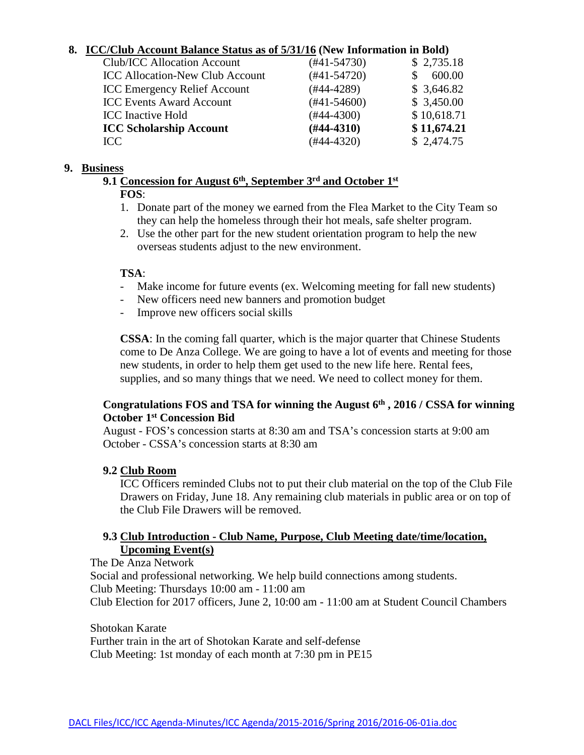## 8. ICC/Club Account Balance Status as of 5/31/16 (New Information in Bold)

| Account | Number | Balance |
|---|---|---|
| Club/ICC Allocation Account | (#41-54730) | $ 2,735.18 |
| ICC Allocation-New Club Account | (#41-54720) | $ 600.00 |
| ICC Emergency Relief Account | (#44-4289) | $ 3,646.82 |
| ICC Events Award Account | (#41-54600) | $ 3,450.00 |
| ICC Inactive Hold | (#44-4300) | $ 10,618.71 |
| **ICC Scholarship Account** | **(#44-4310)** | **$ 11,674.21** |
| ICC | (#44-4320) | $ 2,474.75 |

## 9. Business

### 9.1 Concession for August 6th, September 3rd and October 1st

**FOS**:

1. Donate part of the money we earned from the Flea Market to the City Team so they can help the homeless through their hot meals, safe shelter program.
2. Use the other part for the new student orientation program to help the new overseas students adjust to the new environment.

**TSA**:

- Make income for future events (ex. Welcoming meeting for fall new students)
- New officers need new banners and promotion budget
- Improve new officers social skills

**CSSA**: In the coming fall quarter, which is the major quarter that Chinese Students come to De Anza College. We are going to have a lot of events and meeting for those new students, in order to help them get used to the new life here. Rental fees, supplies, and so many things that we need. We need to collect money for them.

**Congratulations FOS and TSA for winning the August 6th, 2016 / CSSA for winning October 1st Concession Bid**

August - FOS's concession starts at 8:30 am and TSA's concession starts at 9:00 am
October - CSSA's concession starts at 8:30 am

### 9.2 Club Room

ICC Officers reminded Clubs not to put their club material on the top of the Club File Drawers on Friday, June 18. Any remaining club materials in public area or on top of the Club File Drawers will be removed.

### 9.3 Club Introduction - Club Name, Purpose, Club Meeting date/time/location, Upcoming Event(s)

The De Anza Network
Social and professional networking. We help build connections among students.
Club Meeting: Thursdays 10:00 am - 11:00 am
Club Election for 2017 officers, June 2, 10:00 am - 11:00 am at Student Council Chambers

Shotokan Karate
Further train in the art of Shotokan Karate and self-defense
Club Meeting: 1st monday of each month at 7:30 pm in PE15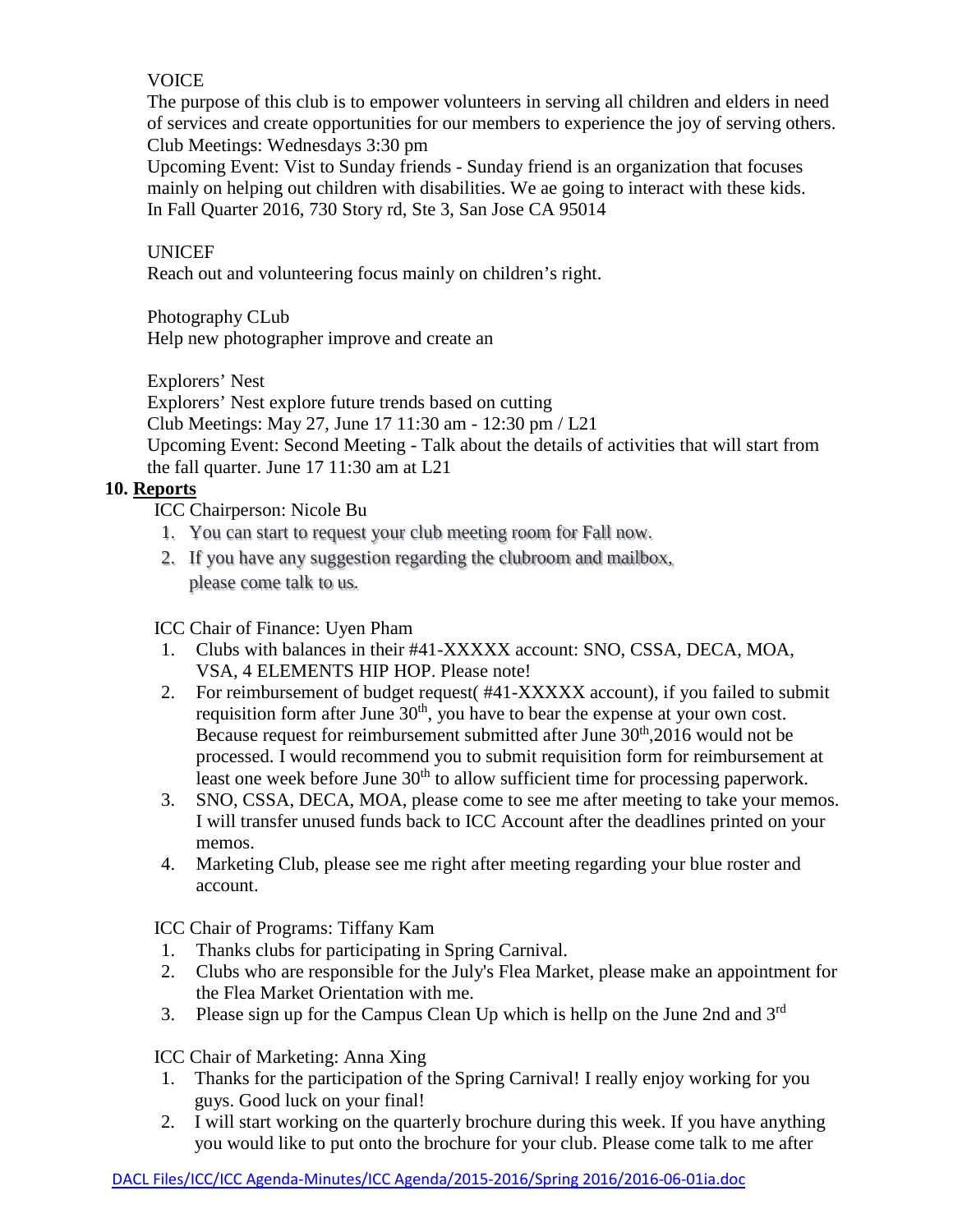VOICE

The purpose of this club is to empower volunteers in serving all children and elders in need of services and create opportunities for our members to experience the joy of serving others.
Club Meetings: Wednesdays 3:30 pm
Upcoming Event: Vist to Sunday friends - Sunday friend is an organization that focuses mainly on helping out children with disabilities. We ae going to interact with these kids. In Fall Quarter 2016, 730 Story rd, Ste 3, San Jose CA 95014

UNICEF

Reach out and volunteering focus mainly on children's right.

Photography CLub

Help new photographer improve and create an

Explorers' Nest

Explorers' Nest explore future trends based on cutting
Club Meetings: May 27, June 17 11:30 am - 12:30 pm / L21
Upcoming Event: Second Meeting - Talk about the details of activities that will start from the fall quarter. June 17 11:30 am at L21

**10. Reports**

ICC Chairperson: Nicole Bu

1. You can start to request your club meeting room for Fall now.
2. If you have any suggestion regarding the clubroom and mailbox, please come talk to us.

ICC Chair of Finance: Uyen Pham

1. Clubs with balances in their #41-XXXXX account: SNO, CSSA, DECA, MOA, VSA, 4 ELEMENTS HIP HOP. Please note!
2. For reimbursement of budget request( #41-XXXXX account), if you failed to submit requisition form after June 30th, you have to bear the expense at your own cost. Because request for reimbursement submitted after June 30th,2016 would not be processed. I would recommend you to submit requisition form for reimbursement at least one week before June 30th to allow sufficient time for processing paperwork.
3. SNO, CSSA, DECA, MOA, please come to see me after meeting to take your memos. I will transfer unused funds back to ICC Account after the deadlines printed on your memos.
4. Marketing Club, please see me right after meeting regarding your blue roster and account.

ICC Chair of Programs: Tiffany Kam

1. Thanks clubs for participating in Spring Carnival.
2. Clubs who are responsible for the July's Flea Market, please make an appointment for the Flea Market Orientation with me.
3. Please sign up for the Campus Clean Up which is hellp on the June 2nd and 3rd

ICC Chair of Marketing: Anna Xing

1. Thanks for the participation of the Spring Carnival! I really enjoy working for you guys. Good luck on your final!
2. I will start working on the quarterly brochure during this week. If you have anything you would like to put onto the brochure for your club. Please come talk to me after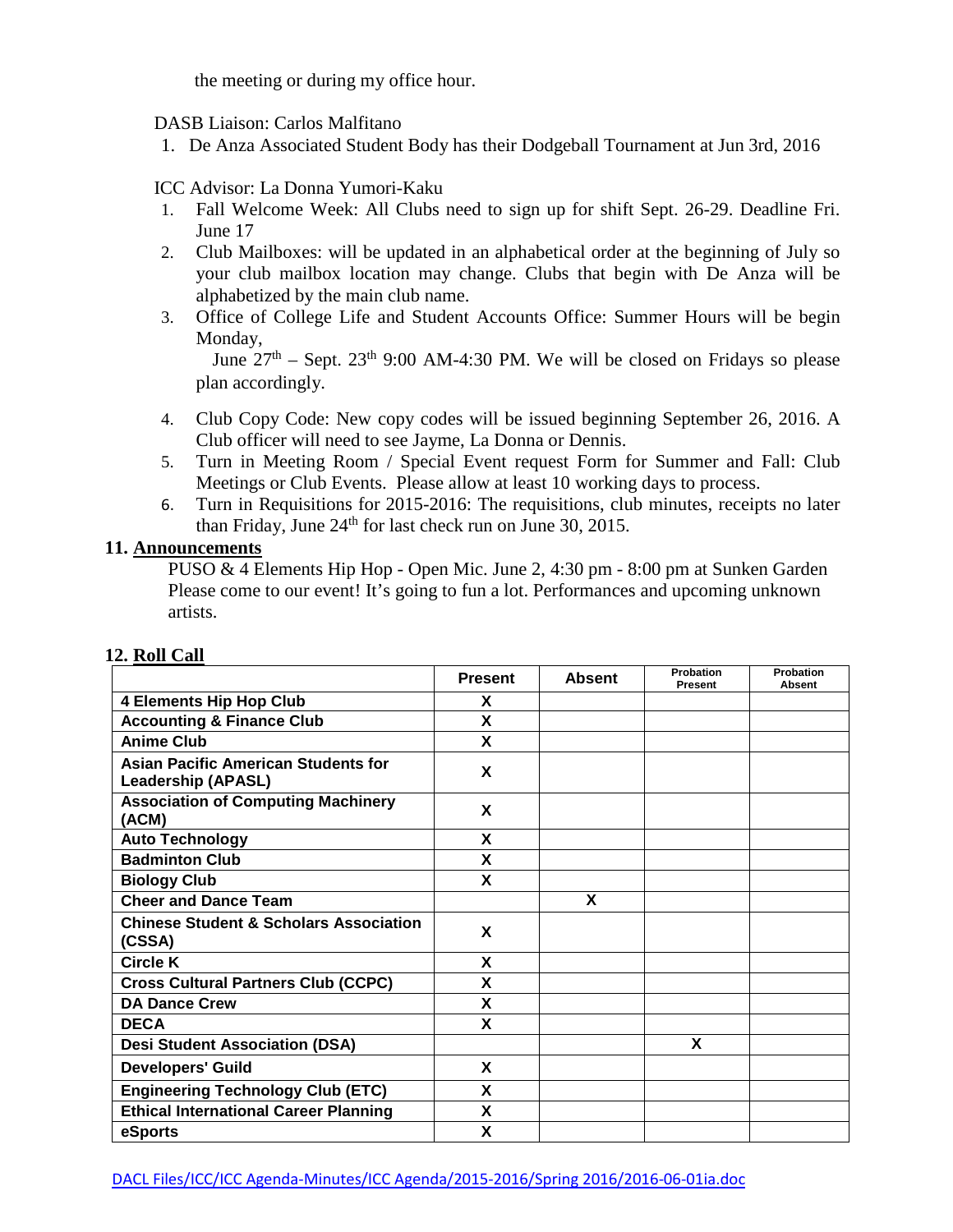the meeting or during my office hour.

DASB Liaison: Carlos Malfitano

1. De Anza Associated Student Body has their Dodgeball Tournament at Jun 3rd, 2016

ICC Advisor: La Donna Yumori-Kaku

1. Fall Welcome Week: All Clubs need to sign up for shift Sept. 26-29. Deadline Fri. June 17
2. Club Mailboxes: will be updated in an alphabetical order at the beginning of July so your club mailbox location may change. Clubs that begin with De Anza will be alphabetized by the main club name.
3. Office of College Life and Student Accounts Office: Summer Hours will be begin Monday,
   June 27th – Sept. 23th 9:00 AM-4:30 PM. We will be closed on Fridays so please plan accordingly.
4. Club Copy Code: New copy codes will be issued beginning September 26, 2016. A Club officer will need to see Jayme, La Donna or Dennis.
5. Turn in Meeting Room / Special Event request Form for Summer and Fall: Club Meetings or Club Events. Please allow at least 10 working days to process.
6. Turn in Requisitions for 2015-2016: The requisitions, club minutes, receipts no later than Friday, June 24th for last check run on June 30, 2015.

## 11. Announcements

PUSO & 4 Elements Hip Hop - Open Mic. June 2, 4:30 pm - 8:00 pm at Sunken Garden Please come to our event! It's going to fun a lot. Performances and upcoming unknown artists.

## 12. Roll Call

| | Present | Absent | Probation Present | Probation Absent |
|---|---|---|---|---|
| 4 Elements Hip Hop Club | X | | | |
| Accounting & Finance Club | X | | | |
| Anime Club | X | | | |
| Asian Pacific American Students for Leadership (APASL) | X | | | |
| Association of Computing Machinery (ACM) | X | | | |
| Auto Technology | X | | | |
| Badminton Club | X | | | |
| Biology Club | X | | | |
| Cheer and Dance Team | | X | | |
| Chinese Student & Scholars Association (CSSA) | X | | | |
| Circle K | X | | | |
| Cross Cultural Partners Club (CCPC) | X | | | |
| DA Dance Crew | X | | | |
| DECA | X | | | |
| Desi Student Association (DSA) | | | X | |
| Developers' Guild | X | | | |
| Engineering Technology Club (ETC) | X | | | |
| Ethical International Career Planning | X | | | |
| eSports | X | | | |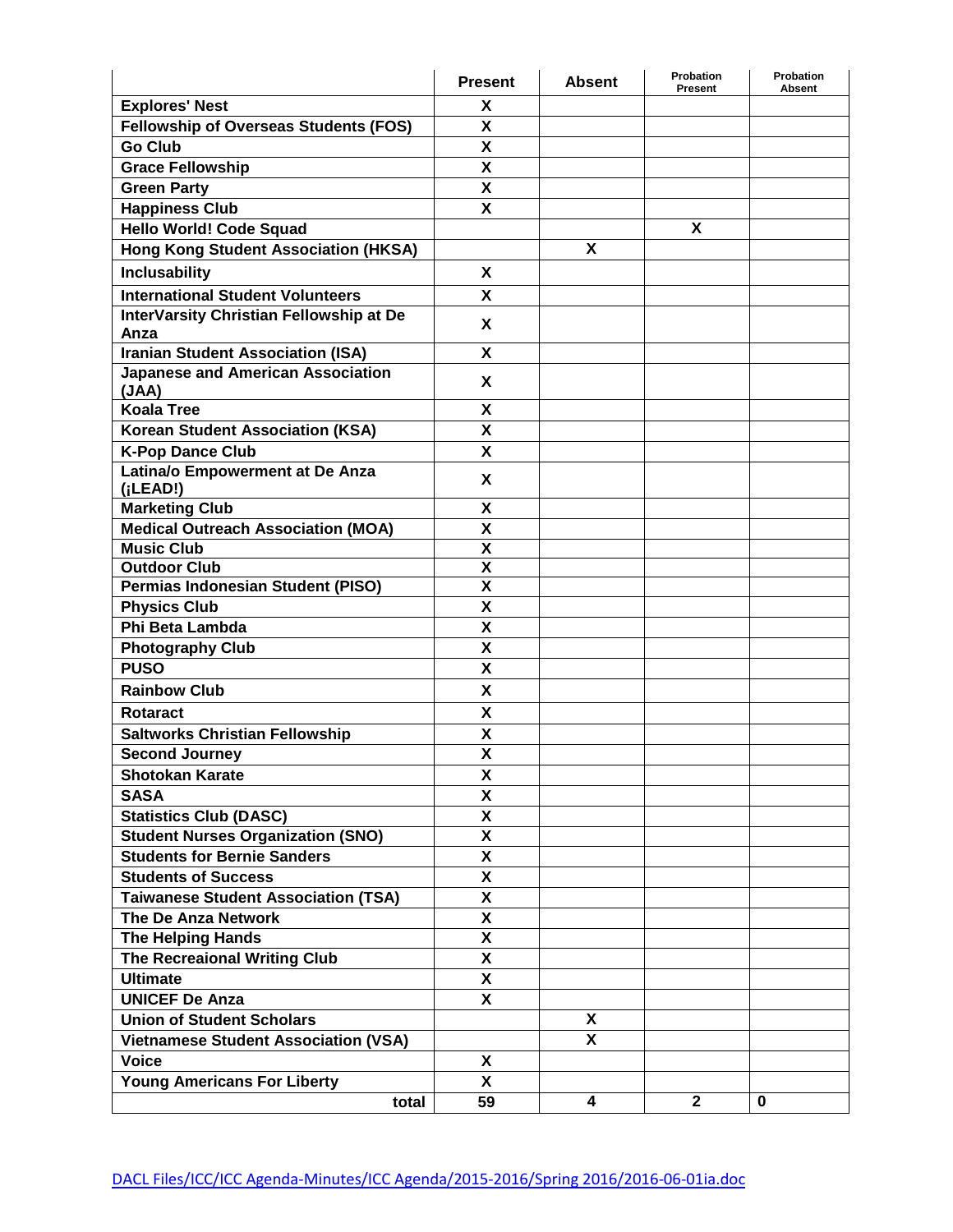| | Present | Absent | Probation Present | Probation Absent |
|---|---|---|---|---|
| Explores' Nest | X | | | |
| Fellowship of Overseas Students (FOS) | X | | | |
| Go Club | X | | | |
| Grace Fellowship | X | | | |
| Green Party | X | | | |
| Happiness Club | X | | | |
| Hello World! Code Squad | | | X | |
| Hong Kong Student Association (HKSA) | | X | | |
| Inclusability | X | | | |
| International Student Volunteers | X | | | |
| InterVarsity Christian Fellowship at De Anza | X | | | |
| Iranian Student Association (ISA) | X | | | |
| Japanese and American Association (JAA) | X | | | |
| Koala Tree | X | | | |
| Korean Student Association (KSA) | X | | | |
| K-Pop Dance Club | X | | | |
| Latina/o Empowerment at De Anza (¡LEAD!) | X | | | |
| Marketing Club | X | | | |
| Medical Outreach Association (MOA) | X | | | |
| Music Club | X | | | |
| Outdoor Club | X | | | |
| Permias Indonesian Student (PISO) | X | | | |
| Physics Club | X | | | |
| Phi Beta Lambda | X | | | |
| Photography Club | X | | | |
| PUSO | X | | | |
| Rainbow Club | X | | | |
| Rotaract | X | | | |
| Saltworks Christian Fellowship | X | | | |
| Second Journey | X | | | |
| Shotokan Karate | X | | | |
| SASA | X | | | |
| Statistics Club (DASC) | X | | | |
| Student Nurses Organization (SNO) | X | | | |
| Students for Bernie Sanders | X | | | |
| Students of Success | X | | | |
| Taiwanese Student Association (TSA) | X | | | |
| The De Anza Network | X | | | |
| The Helping Hands | X | | | |
| The Recreaional Writing Club | X | | | |
| Ultimate | X | | | |
| UNICEF De Anza | X | | | |
| Union of Student Scholars | | X | | |
| Vietnamese Student Association (VSA) | | X | | |
| Voice | X | | | |
| Young Americans For Liberty | X | | | |
| total | 59 | 4 | 2 | 0 |

DACL Files/ICC/ICC Agenda-Minutes/ICC Agenda/2015-2016/Spring 2016/2016-06-01ia.doc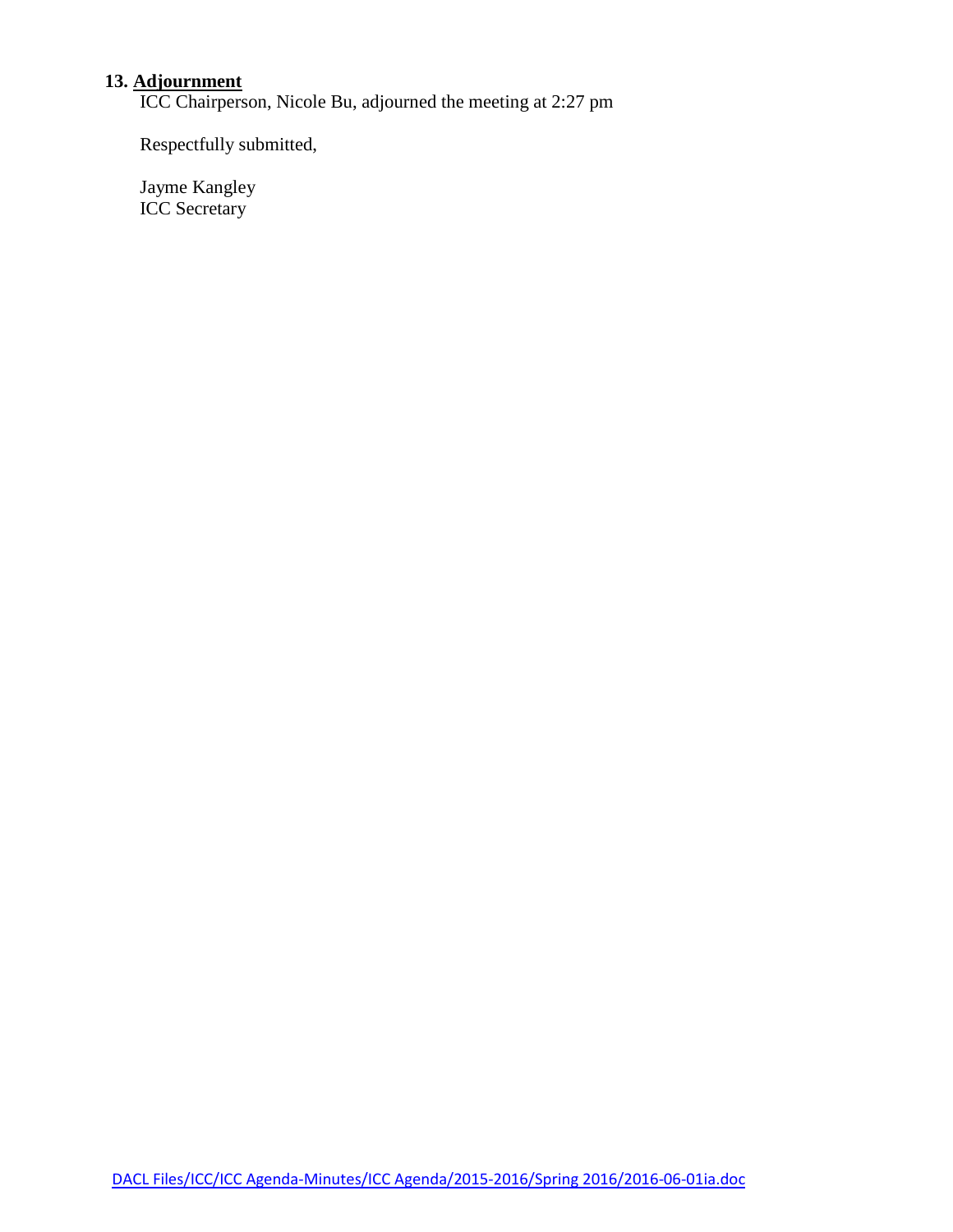**13. Adjournment**

ICC Chairperson, Nicole Bu, adjourned the meeting at 2:27 pm

Respectfully submitted,

Jayme Kangley
ICC Secretary

DACL Files/ICC/ICC Agenda-Minutes/ICC Agenda/2015-2016/Spring 2016/2016-06-01ia.doc